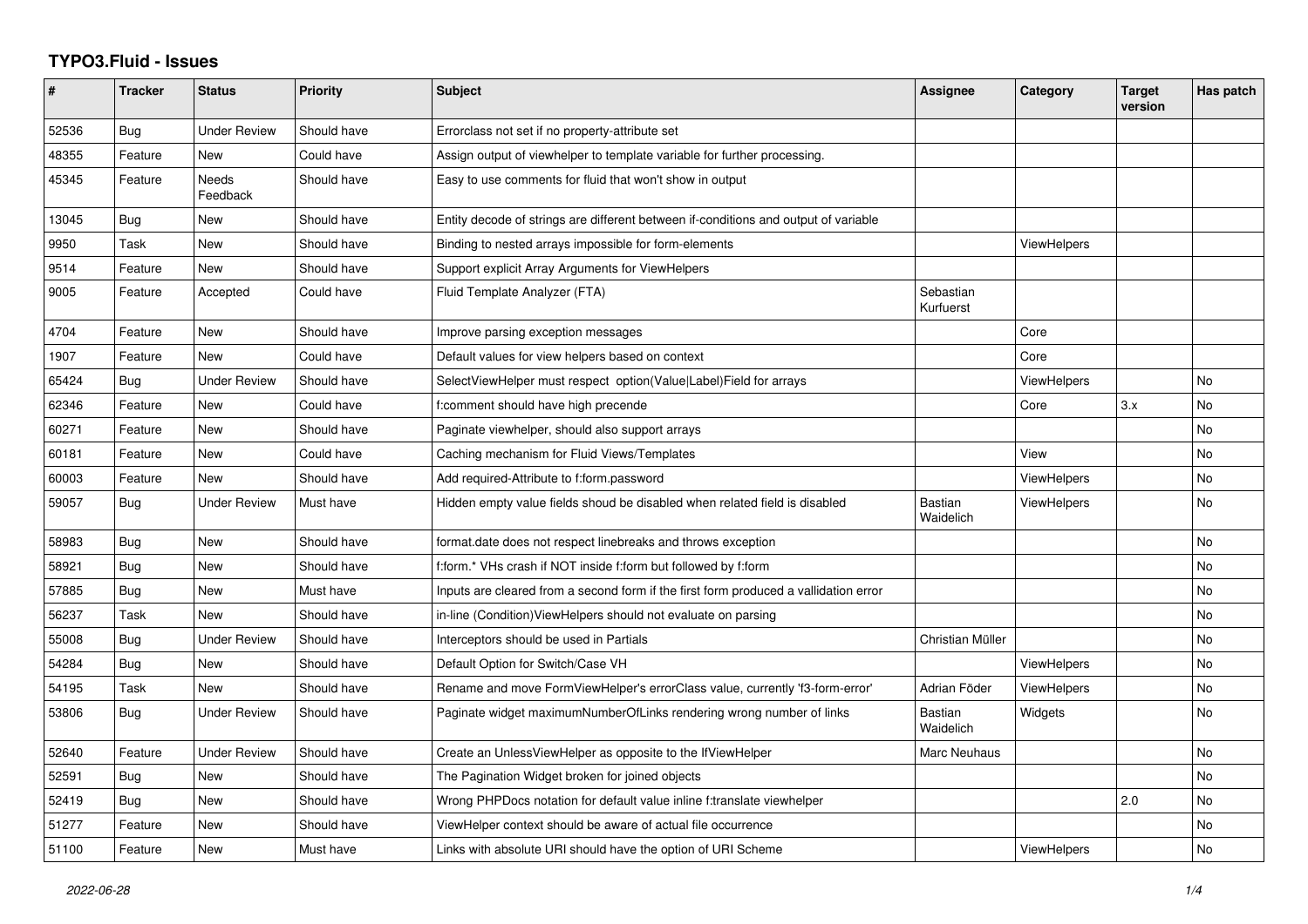# TYPO3.Fluid - Issues

| # | Tracker | Status | Priority | Subject | Assignee | Category | Target version | Has patch |
|---|---|---|---|---|---|---|---|---|
| 52536 | Bug | Under Review | Should have | Errorclass not set if no property-attribute set | | | | |
| 48355 | Feature | New | Could have | Assign output of viewhelper to template variable for further processing. | | | | |
| 45345 | Feature | Needs Feedback | Should have | Easy to use comments for fluid that won't show in output | | | | |
| 13045 | Bug | New | Should have | Entity decode of strings are different between if-conditions and output of variable | | | | |
| 9950 | Task | New | Should have | Binding to nested arrays impossible for form-elements | | ViewHelpers | | |
| 9514 | Feature | New | Should have | Support explicit Array Arguments for ViewHelpers | | | | |
| 9005 | Feature | Accepted | Could have | Fluid Template Analyzer (FTA) | Sebastian Kurfuerst | | | |
| 4704 | Feature | New | Should have | Improve parsing exception messages | | Core | | |
| 1907 | Feature | New | Could have | Default values for view helpers based on context | | Core | | |
| 65424 | Bug | Under Review | Should have | SelectViewHelper must respect option(Value\|Label)Field for arrays | | ViewHelpers | | No |
| 62346 | Feature | New | Could have | f:comment should have high precende | | Core | 3.x | No |
| 60271 | Feature | New | Should have | Paginate viewhelper, should also support arrays | | | | No |
| 60181 | Feature | New | Could have | Caching mechanism for Fluid Views/Templates | | View | | No |
| 60003 | Feature | New | Should have | Add required-Attribute to f:form.password | | ViewHelpers | | No |
| 59057 | Bug | Under Review | Must have | Hidden empty value fields shoud be disabled when related field is disabled | Bastian Waidelich | ViewHelpers | | No |
| 58983 | Bug | New | Should have | format.date does not respect linebreaks and throws exception | | | | No |
| 58921 | Bug | New | Should have | f:form.* VHs crash if NOT inside f:form but followed by f:form | | | | No |
| 57885 | Bug | New | Must have | Inputs are cleared from a second form if the first form produced a vallidation error | | | | No |
| 56237 | Task | New | Should have | in-line (Condition)ViewHelpers should not evaluate on parsing | | | | No |
| 55008 | Bug | Under Review | Should have | Interceptors should be used in Partials | Christian Müller | | | No |
| 54284 | Bug | New | Should have | Default Option for Switch/Case VH | | ViewHelpers | | No |
| 54195 | Task | New | Should have | Rename and move FormViewHelper's errorClass value, currently 'f3-form-error' | Adrian Föder | ViewHelpers | | No |
| 53806 | Bug | Under Review | Should have | Paginate widget maximumNumberOfLinks rendering wrong number of links | Bastian Waidelich | Widgets | | No |
| 52640 | Feature | Under Review | Should have | Create an UnlessViewHelper as opposite to the IfViewHelper | Marc Neuhaus | | | No |
| 52591 | Bug | New | Should have | The Pagination Widget broken for joined objects | | | | No |
| 52419 | Bug | New | Should have | Wrong PHPDocs notation for default value inline f:translate viewhelper | | | 2.0 | No |
| 51277 | Feature | New | Should have | ViewHelper context should be aware of actual file occurrence | | | | No |
| 51100 | Feature | New | Must have | Links with absolute URI should have the option of URI Scheme | | ViewHelpers | | No |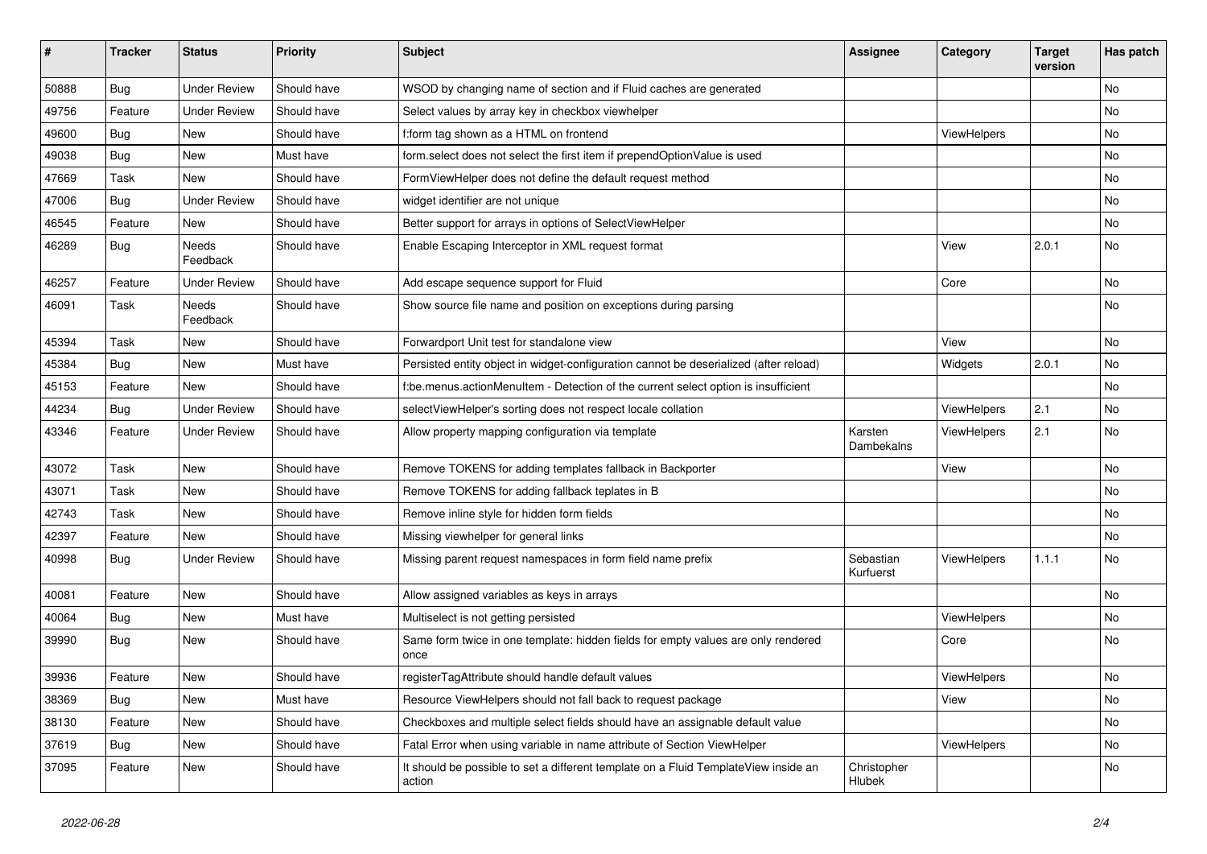| # | Tracker | Status | Priority | Subject | Assignee | Category | Target version | Has patch |
|---|---|---|---|---|---|---|---|---|
| 50888 | Bug | Under Review | Should have | WSOD by changing name of section and if Fluid caches are generated | | | | No |
| 49756 | Feature | Under Review | Should have | Select values by array key in checkbox viewhelper | | | | No |
| 49600 | Bug | New | Should have | f:form tag shown as a HTML on frontend | | ViewHelpers | | No |
| 49038 | Bug | New | Must have | form.select does not select the first item if prependOptionValue is used | | | | No |
| 47669 | Task | New | Should have | FormViewHelper does not define the default request method | | | | No |
| 47006 | Bug | Under Review | Should have | widget identifier are not unique | | | | No |
| 46545 | Feature | New | Should have | Better support for arrays in options of SelectViewHelper | | | | No |
| 46289 | Bug | Needs Feedback | Should have | Enable Escaping Interceptor in XML request format | | View | 2.0.1 | No |
| 46257 | Feature | Under Review | Should have | Add escape sequence support for Fluid | | Core | | No |
| 46091 | Task | Needs Feedback | Should have | Show source file name and position on exceptions during parsing | | | | No |
| 45394 | Task | New | Should have | Forwardport Unit test for standalone view | | View | | No |
| 45384 | Bug | New | Must have | Persisted entity object in widget-configuration cannot be deserialized (after reload) | | Widgets | 2.0.1 | No |
| 45153 | Feature | New | Should have | f:be.menus.actionMenuItem - Detection of the current select option is insufficient | | | | No |
| 44234 | Bug | Under Review | Should have | selectViewHelper's sorting does not respect locale collation | | ViewHelpers | 2.1 | No |
| 43346 | Feature | Under Review | Should have | Allow property mapping configuration via template | Karsten Dambekalns | ViewHelpers | 2.1 | No |
| 43072 | Task | New | Should have | Remove TOKENS for adding templates fallback in Backporter | | View | | No |
| 43071 | Task | New | Should have | Remove TOKENS for adding fallback teplates in B | | | | No |
| 42743 | Task | New | Should have | Remove inline style for hidden form fields | | | | No |
| 42397 | Feature | New | Should have | Missing viewhelper for general links | | | | No |
| 40998 | Bug | Under Review | Should have | Missing parent request namespaces in form field name prefix | Sebastian Kurfuerst | ViewHelpers | 1.1.1 | No |
| 40081 | Feature | New | Should have | Allow assigned variables as keys in arrays | | | | No |
| 40064 | Bug | New | Must have | Multiselect is not getting persisted | | ViewHelpers | | No |
| 39990 | Bug | New | Should have | Same form twice in one template: hidden fields for empty values are only rendered once | | Core | | No |
| 39936 | Feature | New | Should have | registerTagAttribute should handle default values | | ViewHelpers | | No |
| 38369 | Bug | New | Must have | Resource ViewHelpers should not fall back to request package | | View | | No |
| 38130 | Feature | New | Should have | Checkboxes and multiple select fields should have an assignable default value | | | | No |
| 37619 | Bug | New | Should have | Fatal Error when using variable in name attribute of Section ViewHelper | | ViewHelpers | | No |
| 37095 | Feature | New | Should have | It should be possible to set a different template on a Fluid TemplateView inside an action | Christopher Hlubek | | | No |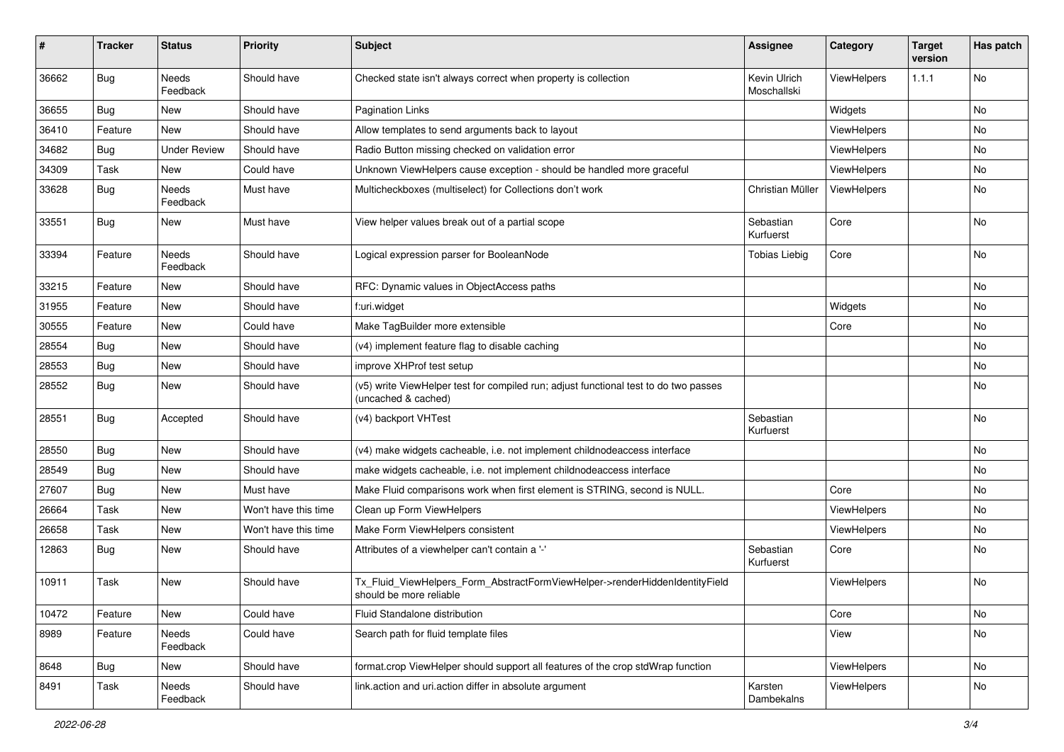| # | Tracker | Status | Priority | Subject | Assignee | Category | Target version | Has patch |
|---|---|---|---|---|---|---|---|---|
| 36662 | Bug | Needs Feedback | Should have | Checked state isn't always correct when property is collection | Kevin Ulrich Moschallski | ViewHelpers | 1.1.1 | No |
| 36655 | Bug | New | Should have | Pagination Links | | Widgets | | No |
| 36410 | Feature | New | Should have | Allow templates to send arguments back to layout | | ViewHelpers | | No |
| 34682 | Bug | Under Review | Should have | Radio Button missing checked on validation error | | ViewHelpers | | No |
| 34309 | Task | New | Could have | Unknown ViewHelpers cause exception - should be handled more graceful | | ViewHelpers | | No |
| 33628 | Bug | Needs Feedback | Must have | Multicheckboxes (multiselect) for Collections don't work | Christian Müller | ViewHelpers | | No |
| 33551 | Bug | New | Must have | View helper values break out of a partial scope | Sebastian Kurfuerst | Core | | No |
| 33394 | Feature | Needs Feedback | Should have | Logical expression parser for BooleanNode | Tobias Liebig | Core | | No |
| 33215 | Feature | New | Should have | RFC: Dynamic values in ObjectAccess paths | | | | No |
| 31955 | Feature | New | Should have | f:uri.widget | | Widgets | | No |
| 30555 | Feature | New | Could have | Make TagBuilder more extensible | | Core | | No |
| 28554 | Bug | New | Should have | (v4) implement feature flag to disable caching | | | | No |
| 28553 | Bug | New | Should have | improve XHProf test setup | | | | No |
| 28552 | Bug | New | Should have | (v5) write ViewHelper test for compiled run; adjust functional test to do two passes (uncached & cached) | | | | No |
| 28551 | Bug | Accepted | Should have | (v4) backport VHTest | Sebastian Kurfuerst | | | No |
| 28550 | Bug | New | Should have | (v4) make widgets cacheable, i.e. not implement childnodeaccess interface | | | | No |
| 28549 | Bug | New | Should have | make widgets cacheable, i.e. not implement childnodeaccess interface | | | | No |
| 27607 | Bug | New | Must have | Make Fluid comparisons work when first element is STRING, second is NULL. | | Core | | No |
| 26664 | Task | New | Won't have this time | Clean up Form ViewHelpers | | ViewHelpers | | No |
| 26658 | Task | New | Won't have this time | Make Form ViewHelpers consistent | | ViewHelpers | | No |
| 12863 | Bug | New | Should have | Attributes of a viewhelper can't contain a '-' | Sebastian Kurfuerst | Core | | No |
| 10911 | Task | New | Should have | Tx_Fluid_ViewHelpers_Form_AbstractFormViewHelper->renderHiddenIdentityField should be more reliable | | ViewHelpers | | No |
| 10472 | Feature | New | Could have | Fluid Standalone distribution | | Core | | No |
| 8989 | Feature | Needs Feedback | Could have | Search path for fluid template files | | View | | No |
| 8648 | Bug | New | Should have | format.crop ViewHelper should support all features of the crop stdWrap function | | ViewHelpers | | No |
| 8491 | Task | Needs Feedback | Should have | link.action and uri.action differ in absolute argument | Karsten Dambekalns | ViewHelpers | | No |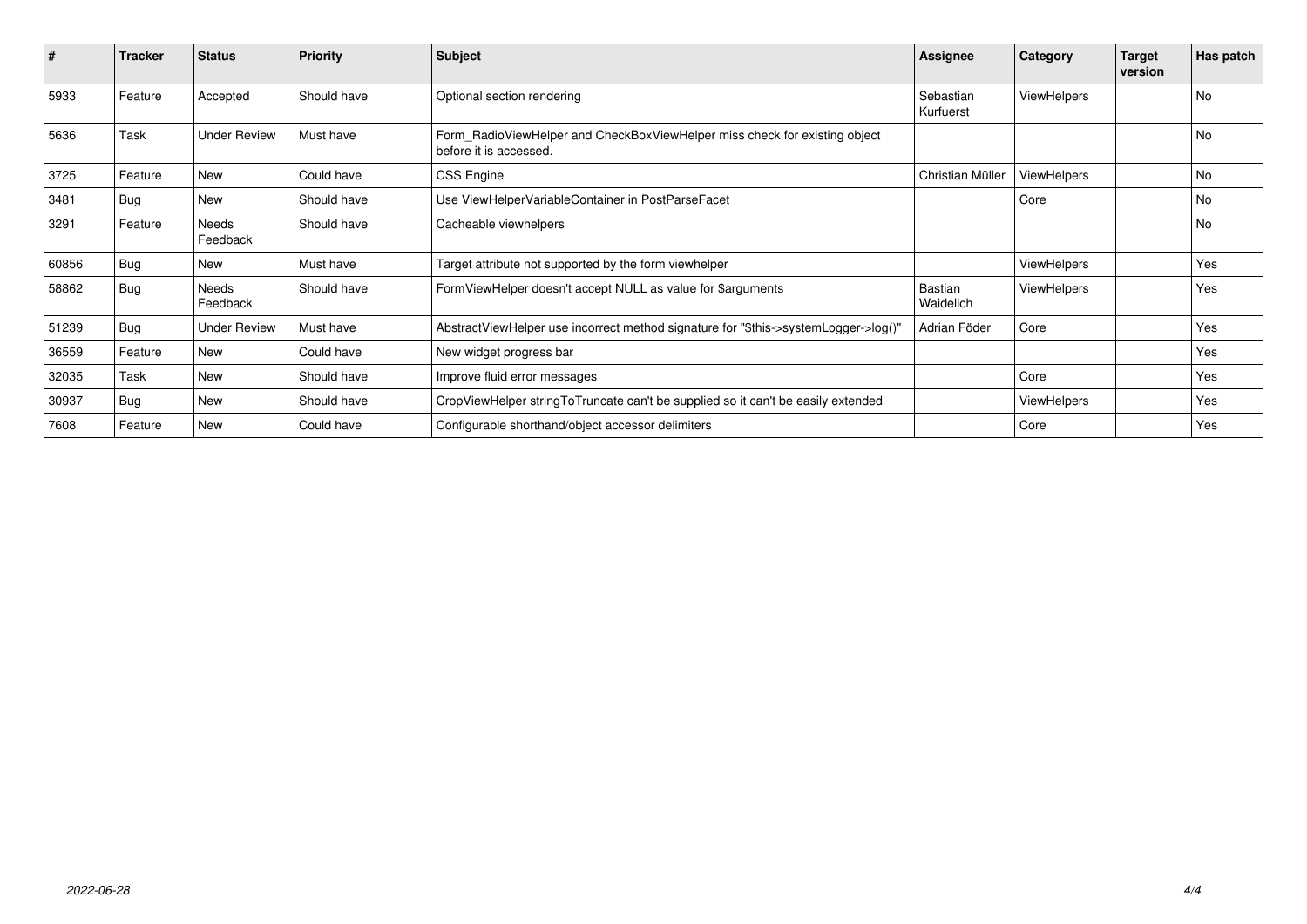| # | Tracker | Status | Priority | Subject | Assignee | Category | Target version | Has patch |
| --- | --- | --- | --- | --- | --- | --- | --- | --- |
| 5933 | Feature | Accepted | Should have | Optional section rendering | Sebastian Kurfuerst | ViewHelpers | | No |
| 5636 | Task | Under Review | Must have | Form_RadioViewHelper and CheckBoxViewHelper miss check for existing object before it is accessed. | | | | No |
| 3725 | Feature | New | Could have | CSS Engine | Christian Müller | ViewHelpers | | No |
| 3481 | Bug | New | Should have | Use ViewHelperVariableContainer in PostParseFacet | | Core | | No |
| 3291 | Feature | Needs Feedback | Should have | Cacheable viewhelpers | | | | No |
| 60856 | Bug | New | Must have | Target attribute not supported by the form viewhelper | | ViewHelpers | | Yes |
| 58862 | Bug | Needs Feedback | Should have | FormViewHelper doesn't accept NULL as value for $arguments | Bastian Waidelich | ViewHelpers | | Yes |
| 51239 | Bug | Under Review | Must have | AbstractViewHelper use incorrect method signature for "$this->systemLogger->log()" | Adrian Föder | Core | | Yes |
| 36559 | Feature | New | Could have | New widget progress bar | | | | Yes |
| 32035 | Task | New | Should have | Improve fluid error messages | | Core | | Yes |
| 30937 | Bug | New | Should have | CropViewHelper stringToTruncate can't be supplied so it can't be easily extended | | ViewHelpers | | Yes |
| 7608 | Feature | New | Could have | Configurable shorthand/object accessor delimiters | | Core | | Yes |

*2022-06-28*